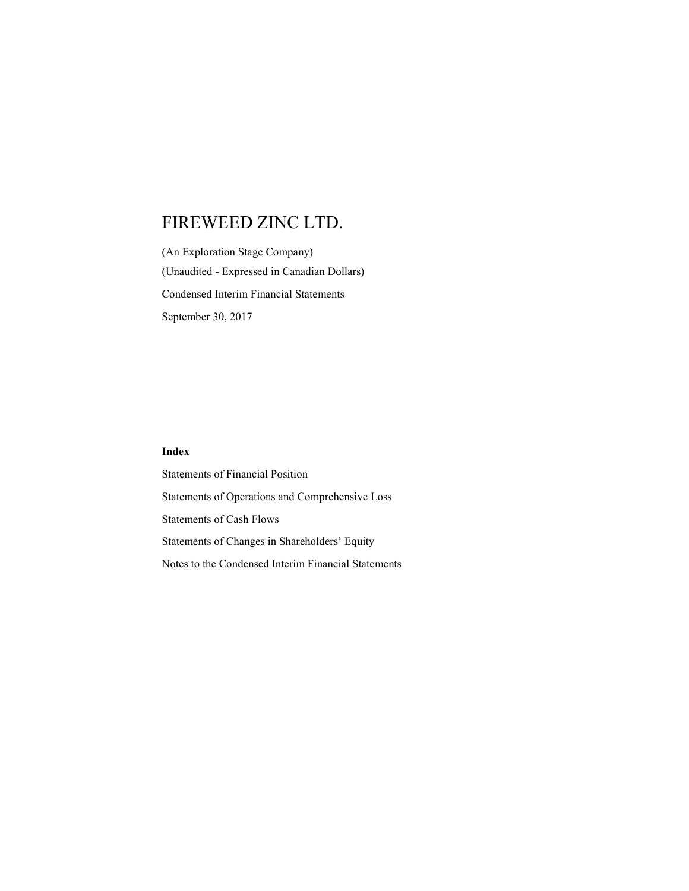# FIREWEED ZINC LTD.

(An Exploration Stage Company)

(Unaudited - Expressed in Canadian Dollars)

Condensed Interim Financial Statements

September 30, 2017

**Index**

Statements of Financial Position

Statements of Operations and Comprehensive Loss

Statements of Cash Flows

Statements of Changes in Shareholders' Equity

Notes to the Condensed Interim Financial Statements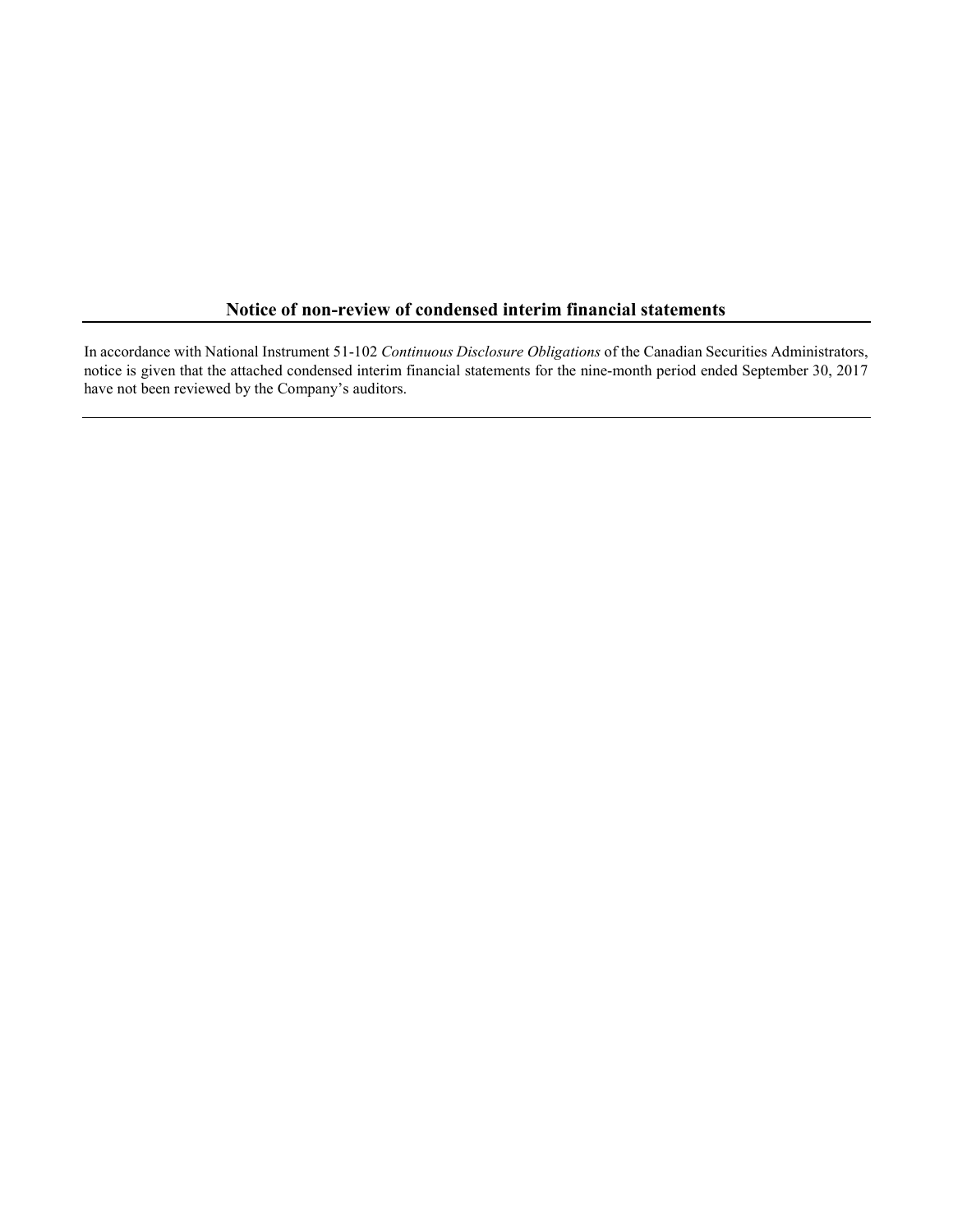## **Notice of non-review of condensed interim financial statements**

In accordance with National Instrument 51-102 *Continuous Disclosure Obligations* of the Canadian Securities Administrators, notice is given that the attached condensed interim financial statements for the nine-month period ended September 30, 2017 have not been reviewed by the Company's auditors.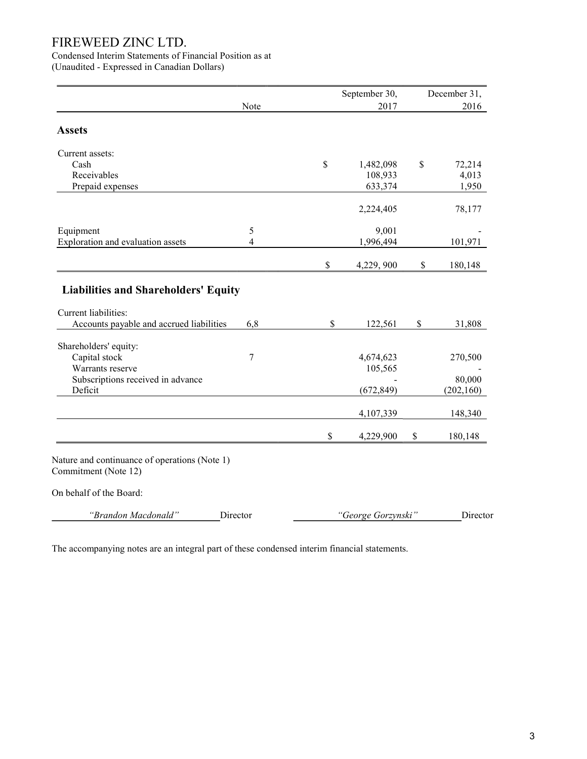# FIREWEED ZINC LTD.

Condensed Interim Statements of Financial Position as at
(Unaudited - Expressed in Canadian Dollars)

| | Note | September 30, 2017 | December 31, 2016 |
|---|---|---|---|
| **Assets** | | | |
| Current assets: | | | |
| Cash | | $ 1,482,098 | $ 72,214 |
| Receivables | | 108,933 | 4,013 |
| Prepaid expenses | | 633,374 | 1,950 |
| | | 2,224,405 | 78,177 |
| Equipment | 5 | 9,001 | - |
| Exploration and evaluation assets | 4 | 1,996,494 | 101,971 |
| | | $ 4,229, 900 | $ 180,148 |
| **Liabilities and Shareholders' Equity** | | | |
| Current liabilities: | | | |
| Accounts payable and accrued liabilities | 6,8 | $ 122,561 | $ 31,808 |
| Shareholders' equity: | | | |
| Capital stock | 7 | 4,674,623 | 270,500 |
| Warrants reserve | | 105,565 | - |
| Subscriptions received in advance | | - | 80,000 |
| Deficit | | (672,849) | (202,160) |
| | | 4,107,339 | 148,340 |
| | | $ 4,229,900 | $ 180,148 |

Nature and continuance of operations (Note 1)
Commitment (Note 12)

On behalf of the Board:

*"Brandon Macdonald"* Director *"George Gorzynski"* Director

The accompanying notes are an integral part of these condensed interim financial statements.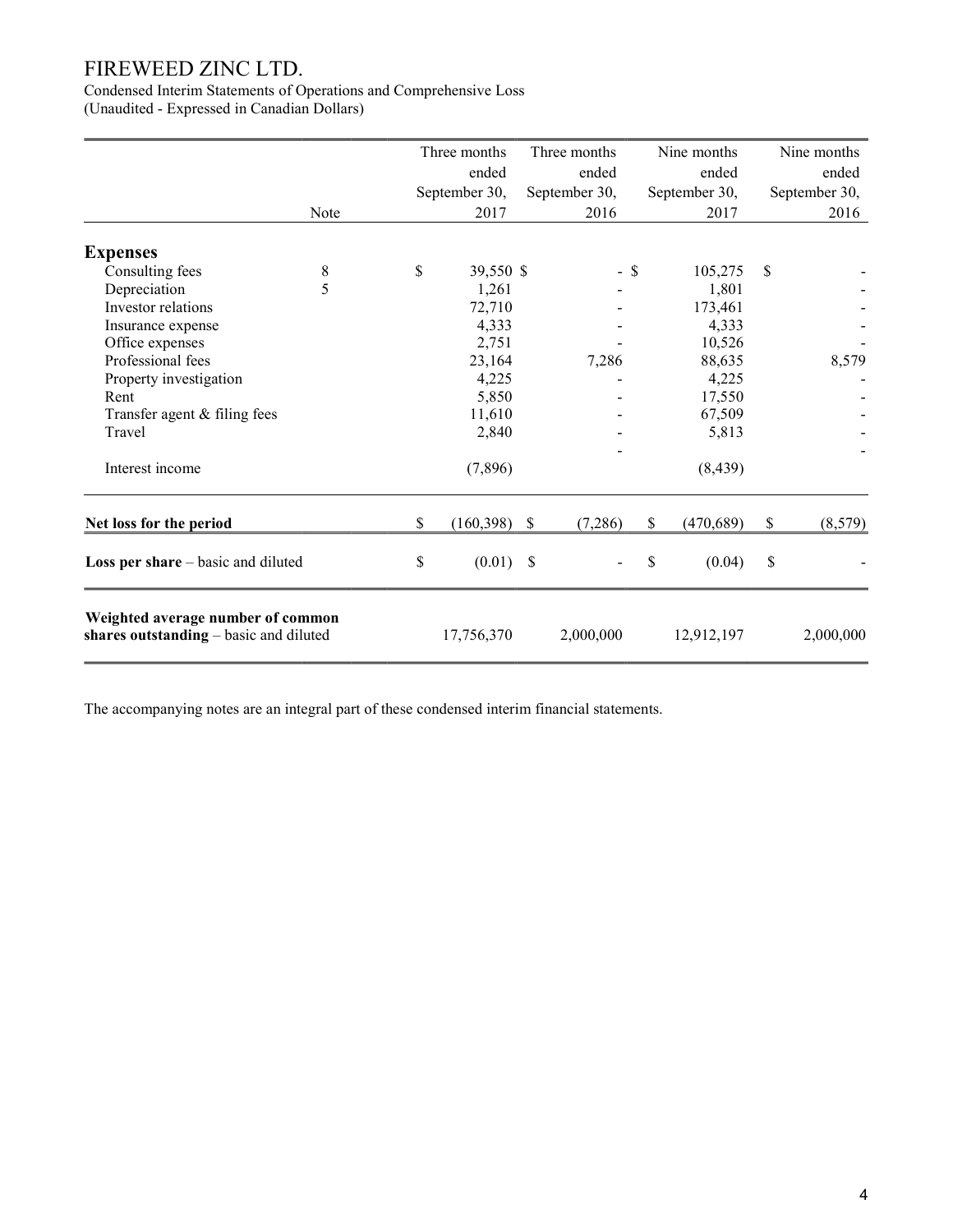# FIREWEED ZINC LTD.

Condensed Interim Statements of Operations and Comprehensive Loss
(Unaudited - Expressed in Canadian Dollars)

| | Note | Three months ended September 30, 2017 | Three months ended September 30, 2016 | Nine months ended September 30, 2017 | Nine months ended September 30, 2016 |
|---|---|---|---|---|---|
| **Expenses** | | | | | |
| Consulting fees | 8 | $ 39,550 | $ - | $ 105,275 | $ - |
| Depreciation | 5 | 1,261 | - | 1,801 | - |
| Investor relations | | 72,710 | - | 173,461 | - |
| Insurance expense | | 4,333 | - | 4,333 | - |
| Office expenses | | 2,751 | - | 10,526 | - |
| Professional fees | | 23,164 | 7,286 | 88,635 | 8,579 |
| Property investigation | | 4,225 | - | 4,225 | - |
| Rent | | 5,850 | - | 17,550 | - |
| Transfer agent & filing fees | | 11,610 | - | 67,509 | - |
| Travel | | 2,840 | - | 5,813 | - |
| | | | - | | - |
| Interest income | | (7,896) | | (8,439) | |
| **Net loss for the period** | | $ (160,398) | $ (7,286) | $ (470,689) | $ (8,579) |
| **Loss per share** – basic and diluted | | $ (0.01) | $ - | $ (0.04) | $ - |
| **Weighted average number of common shares outstanding** – basic and diluted | | 17,756,370 | 2,000,000 | 12,912,197 | 2,000,000 |

The accompanying notes are an integral part of these condensed interim financial statements.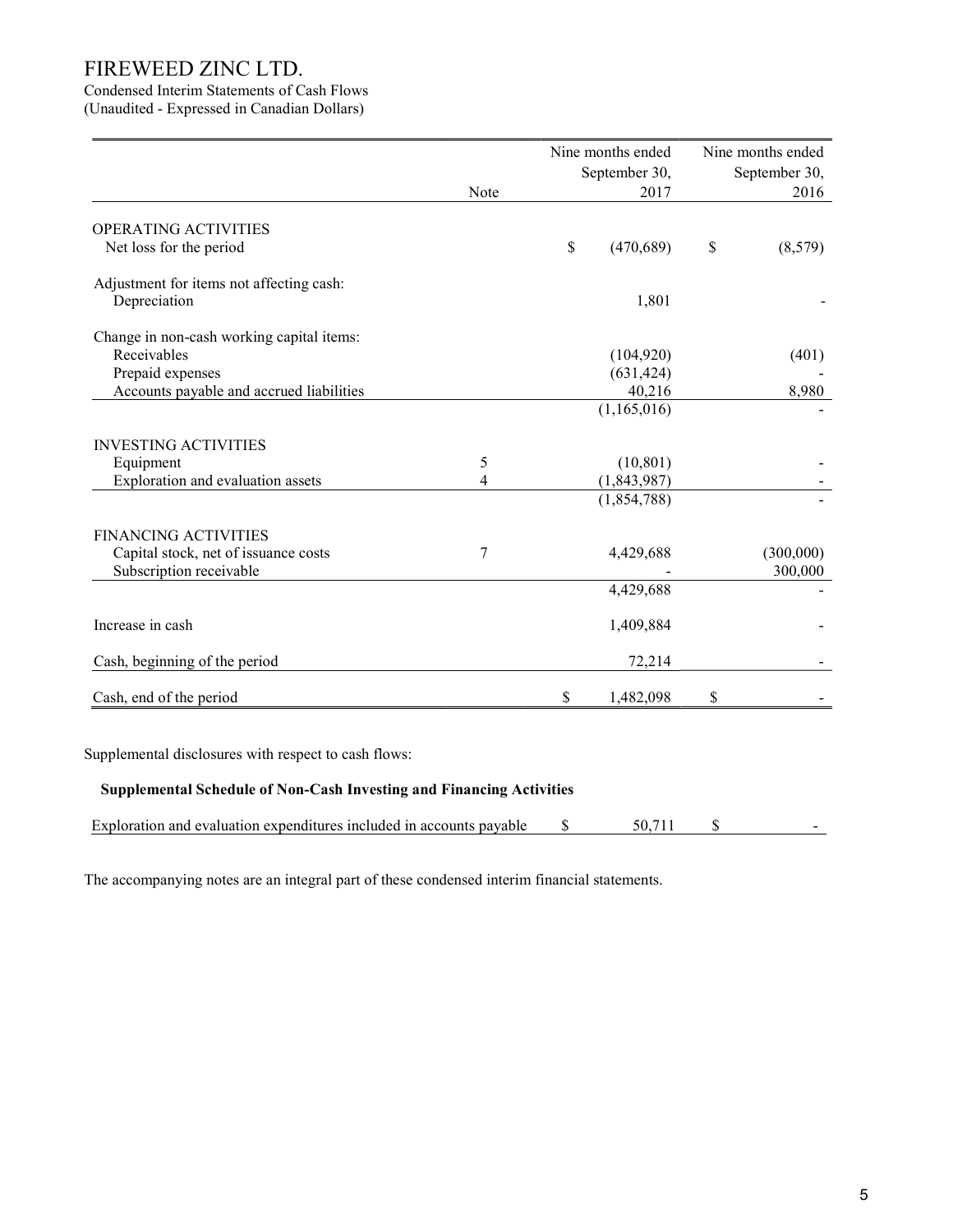# FIREWEED ZINC LTD.

Condensed Interim Statements of Cash Flows
(Unaudited - Expressed in Canadian Dollars)

| | Note | Nine months ended September 30, 2017 | Nine months ended September 30, 2016 |
|---|---|---|---|
| OPERATING ACTIVITIES | | | |
| Net loss for the period | | $ (470,689) | $ (8,579) |
| Adjustment for items not affecting cash: | | | |
| Depreciation | | 1,801 | - |
| Change in non-cash working capital items: | | | |
| Receivables | | (104,920) | (401) |
| Prepaid expenses | | (631,424) | - |
| Accounts payable and accrued liabilities | | 40,216 | 8,980 |
| | | (1,165,016) | - |
| INVESTING ACTIVITIES | | | |
| Equipment | 5 | (10,801) | - |
| Exploration and evaluation assets | 4 | (1,843,987) | - |
| | | (1,854,788) | - |
| FINANCING ACTIVITIES | | | |
| Capital stock, net of issuance costs | 7 | 4,429,688 | (300,000) |
| Subscription receivable | | - | 300,000 |
| | | 4,429,688 | - |
| Increase in cash | | 1,409,884 | - |
| Cash, beginning of the period | | 72,214 | - |
| Cash, end of the period | | $ 1,482,098 | $ - |

Supplemental disclosures with respect to cash flows:

**Supplemental Schedule of Non-Cash Investing and Financing Activities**

| | 2017 | 2016 |
|---|---|---|
| Exploration and evaluation expenditures included in accounts payable | $ 50,711 | $ - |

The accompanying notes are an integral part of these condensed interim financial statements.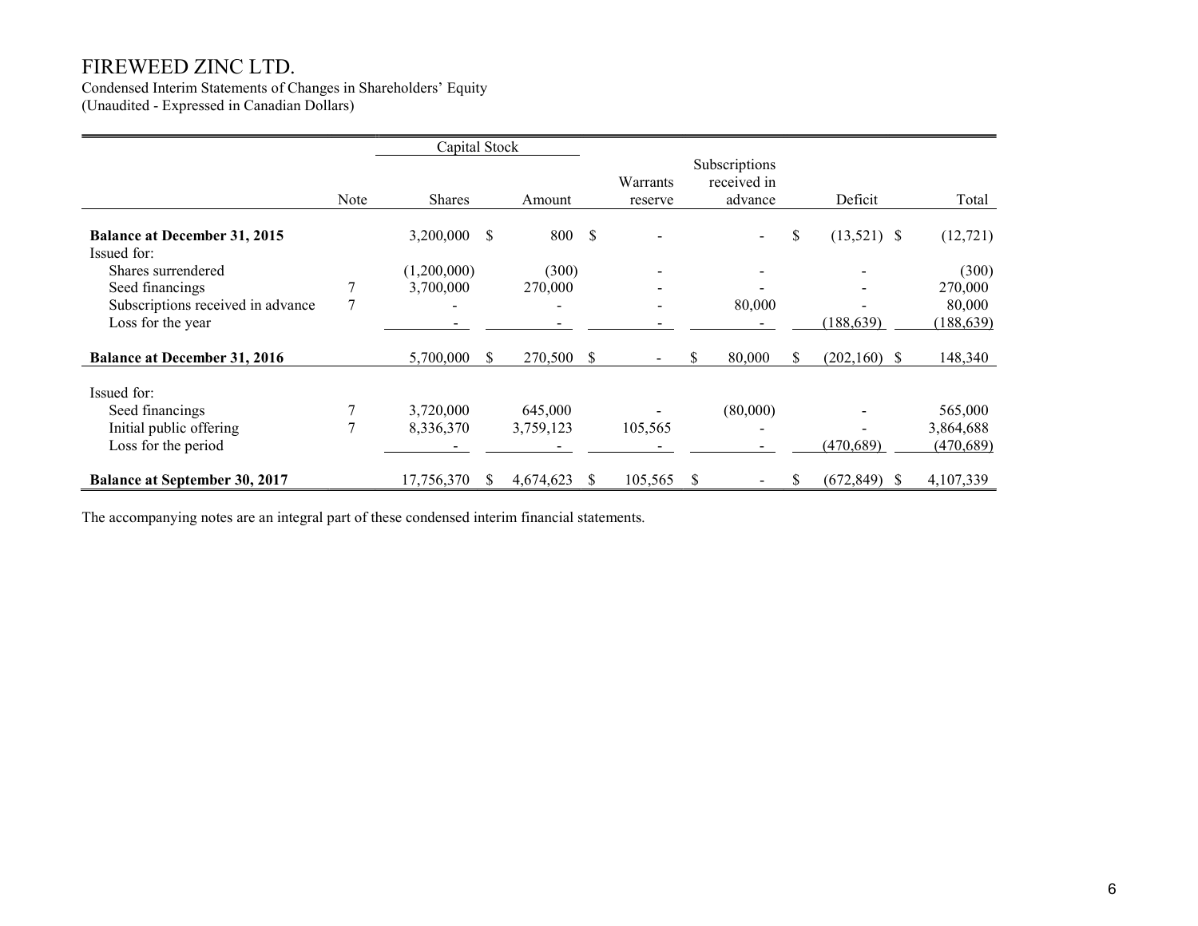# FIREWEED ZINC LTD.

Condensed Interim Statements of Changes in Shareholders' Equity
(Unaudited - Expressed in Canadian Dollars)

| | | Capital Stock | | | | | |
|---|---|---|---|---|---|---|---|
| | Note | Shares | Amount | Warrants reserve | Subscriptions received in advance | Deficit | Total |
| **Balance at December 31, 2015** | | 3,200,000 | $ 800 | $ - | - | $ (13,521) | $ (12,721) |
| Issued for: | | | | | | | |
| Shares surrendered | | (1,200,000) | (300) | - | - | - | (300) |
| Seed financings | 7 | 3,700,000 | 270,000 | - | - | - | 270,000 |
| Subscriptions received in advance | 7 | - | - | - | 80,000 | - | 80,000 |
| Loss for the year | | - | - | - | - | (188,639) | (188,639) |
| **Balance at December 31, 2016** | | 5,700,000 | $ 270,500 | $ - | $ 80,000 | $ (202,160) | $ 148,340 |
| Issued for: | | | | | | | |
| Seed financings | 7 | 3,720,000 | 645,000 | - | (80,000) | - | 565,000 |
| Initial public offering | 7 | 8,336,370 | 3,759,123 | 105,565 | - | - | 3,864,688 |
| Loss for the period | | - | - | - | - | (470,689) | (470,689) |
| **Balance at September 30, 2017** | | 17,756,370 | $ 4,674,623 | $ 105,565 | $ - | $ (672,849) | $ 4,107,339 |

The accompanying notes are an integral part of these condensed interim financial statements.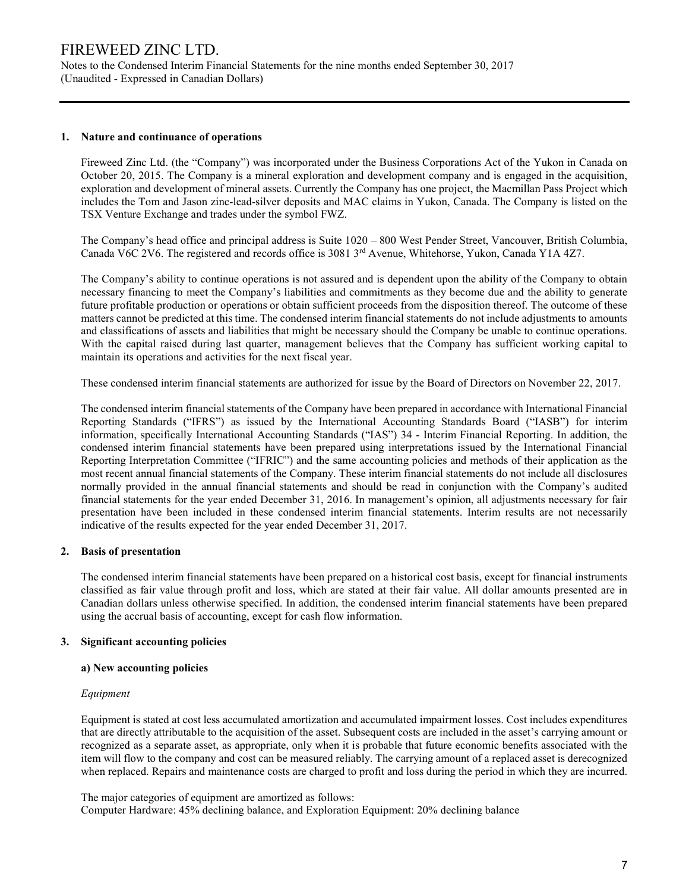## 1. Nature and continuance of operations

Fireweed Zinc Ltd. (the "Company") was incorporated under the Business Corporations Act of the Yukon in Canada on October 20, 2015. The Company is a mineral exploration and development company and is engaged in the acquisition, exploration and development of mineral assets. Currently the Company has one project, the Macmillan Pass Project which includes the Tom and Jason zinc-lead-silver deposits and MAC claims in Yukon, Canada. The Company is listed on the TSX Venture Exchange and trades under the symbol FWZ.

The Company's head office and principal address is Suite 1020 – 800 West Pender Street, Vancouver, British Columbia, Canada V6C 2V6. The registered and records office is 3081 3rd Avenue, Whitehorse, Yukon, Canada Y1A 4Z7.

The Company's ability to continue operations is not assured and is dependent upon the ability of the Company to obtain necessary financing to meet the Company's liabilities and commitments as they become due and the ability to generate future profitable production or operations or obtain sufficient proceeds from the disposition thereof. The outcome of these matters cannot be predicted at this time. The condensed interim financial statements do not include adjustments to amounts and classifications of assets and liabilities that might be necessary should the Company be unable to continue operations. With the capital raised during last quarter, management believes that the Company has sufficient working capital to maintain its operations and activities for the next fiscal year.

These condensed interim financial statements are authorized for issue by the Board of Directors on November 22, 2017.

The condensed interim financial statements of the Company have been prepared in accordance with International Financial Reporting Standards ("IFRS") as issued by the International Accounting Standards Board ("IASB") for interim information, specifically International Accounting Standards ("IAS") 34 - Interim Financial Reporting. In addition, the condensed interim financial statements have been prepared using interpretations issued by the International Financial Reporting Interpretation Committee ("IFRIC") and the same accounting policies and methods of their application as the most recent annual financial statements of the Company. These interim financial statements do not include all disclosures normally provided in the annual financial statements and should be read in conjunction with the Company's audited financial statements for the year ended December 31, 2016. In management's opinion, all adjustments necessary for fair presentation have been included in these condensed interim financial statements. Interim results are not necessarily indicative of the results expected for the year ended December 31, 2017.

## 2. Basis of presentation

The condensed interim financial statements have been prepared on a historical cost basis, except for financial instruments classified as fair value through profit and loss, which are stated at their fair value. All dollar amounts presented are in Canadian dollars unless otherwise specified. In addition, the condensed interim financial statements have been prepared using the accrual basis of accounting, except for cash flow information.

## 3. Significant accounting policies

### a) New accounting policies

*Equipment*

Equipment is stated at cost less accumulated amortization and accumulated impairment losses. Cost includes expenditures that are directly attributable to the acquisition of the asset. Subsequent costs are included in the asset's carrying amount or recognized as a separate asset, as appropriate, only when it is probable that future economic benefits associated with the item will flow to the company and cost can be measured reliably. The carrying amount of a replaced asset is derecognized when replaced. Repairs and maintenance costs are charged to profit and loss during the period in which they are incurred.

The major categories of equipment are amortized as follows:
Computer Hardware: 45% declining balance, and Exploration Equipment: 20% declining balance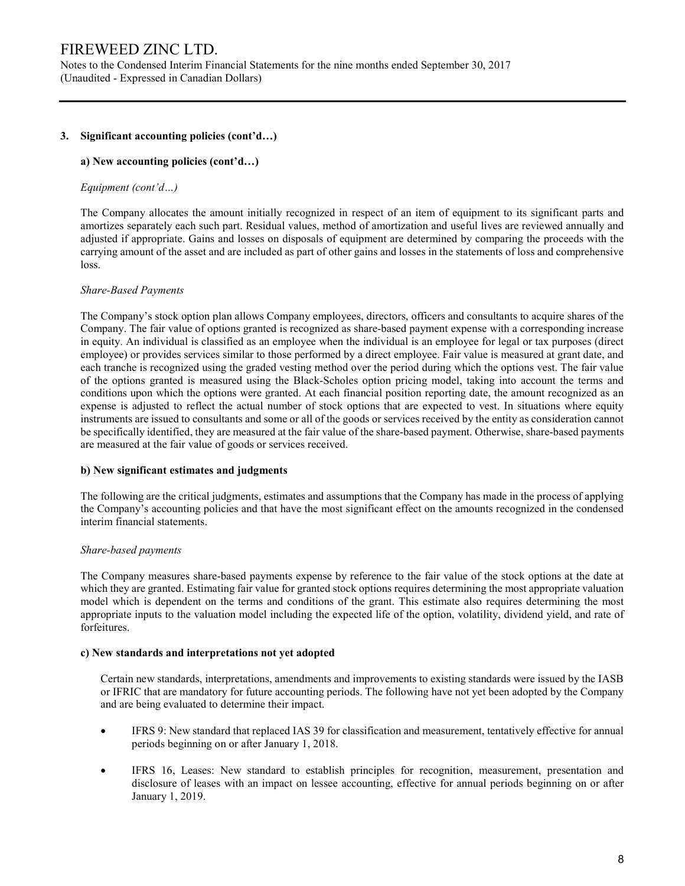## 3. Significant accounting policies (cont'd…)

### a) New accounting policies (cont'd…)

*Equipment (cont'd…)*

The Company allocates the amount initially recognized in respect of an item of equipment to its significant parts and amortizes separately each such part. Residual values, method of amortization and useful lives are reviewed annually and adjusted if appropriate. Gains and losses on disposals of equipment are determined by comparing the proceeds with the carrying amount of the asset and are included as part of other gains and losses in the statements of loss and comprehensive loss.

*Share-Based Payments*

The Company's stock option plan allows Company employees, directors, officers and consultants to acquire shares of the Company. The fair value of options granted is recognized as share-based payment expense with a corresponding increase in equity. An individual is classified as an employee when the individual is an employee for legal or tax purposes (direct employee) or provides services similar to those performed by a direct employee. Fair value is measured at grant date, and each tranche is recognized using the graded vesting method over the period during which the options vest. The fair value of the options granted is measured using the Black-Scholes option pricing model, taking into account the terms and conditions upon which the options were granted. At each financial position reporting date, the amount recognized as an expense is adjusted to reflect the actual number of stock options that are expected to vest. In situations where equity instruments are issued to consultants and some or all of the goods or services received by the entity as consideration cannot be specifically identified, they are measured at the fair value of the share-based payment. Otherwise, share-based payments are measured at the fair value of goods or services received.

### b) New significant estimates and judgments

The following are the critical judgments, estimates and assumptions that the Company has made in the process of applying the Company's accounting policies and that have the most significant effect on the amounts recognized in the condensed interim financial statements.

*Share-based payments*

The Company measures share-based payments expense by reference to the fair value of the stock options at the date at which they are granted. Estimating fair value for granted stock options requires determining the most appropriate valuation model which is dependent on the terms and conditions of the grant. This estimate also requires determining the most appropriate inputs to the valuation model including the expected life of the option, volatility, dividend yield, and rate of forfeitures.

### c) New standards and interpretations not yet adopted

Certain new standards, interpretations, amendments and improvements to existing standards were issued by the IASB or IFRIC that are mandatory for future accounting periods. The following have not yet been adopted by the Company and are being evaluated to determine their impact.

- IFRS 9: New standard that replaced IAS 39 for classification and measurement, tentatively effective for annual periods beginning on or after January 1, 2018.
- IFRS 16, Leases: New standard to establish principles for recognition, measurement, presentation and disclosure of leases with an impact on lessee accounting, effective for annual periods beginning on or after January 1, 2019.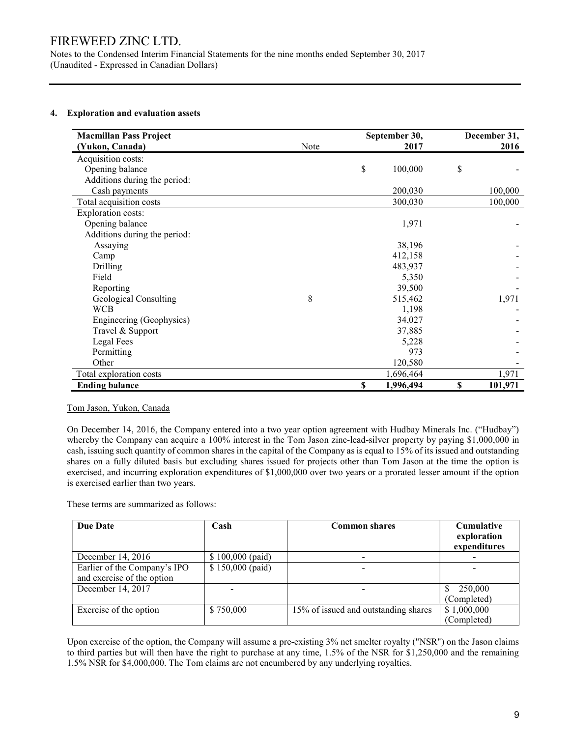FIREWEED ZINC LTD.
Notes to the Condensed Interim Financial Statements for the nine months ended September 30, 2017
(Unaudited - Expressed in Canadian Dollars)

## 4. Exploration and evaluation assets

| Macmillan Pass Project (Yukon, Canada) | Note | September 30, 2017 | December 31, 2016 |
|---|---|---|---|
| Acquisition costs: | | | |
| Opening balance | | $ 100,000 | $ - |
| Additions during the period: | | | |
| Cash payments | | 200,030 | 100,000 |
| Total acquisition costs | | 300,030 | 100,000 |
| Exploration costs: | | | |
| Opening balance | | 1,971 | - |
| Additions during the period: | | | |
| Assaying | | 38,196 | - |
| Camp | | 412,158 | - |
| Drilling | | 483,937 | - |
| Field | | 5,350 | - |
| Reporting | | 39,500 | - |
| Geological Consulting | 8 | 515,462 | 1,971 |
| WCB | | 1,198 | - |
| Engineering (Geophysics) | | 34,027 | - |
| Travel & Support | | 37,885 | - |
| Legal Fees | | 5,228 | - |
| Permitting | | 973 | - |
| Other | | 120,580 | - |
| Total exploration costs | | 1,696,464 | 1,971 |
| **Ending balance** | | **$ 1,996,494** | **$ 101,971** |

Tom Jason, Yukon, Canada

On December 14, 2016, the Company entered into a two year option agreement with Hudbay Minerals Inc. ("Hudbay") whereby the Company can acquire a 100% interest in the Tom Jason zinc-lead-silver property by paying $1,000,000 in cash, issuing such quantity of common shares in the capital of the Company as is equal to 15% of its issued and outstanding shares on a fully diluted basis but excluding shares issued for projects other than Tom Jason at the time the option is exercised, and incurring exploration expenditures of $1,000,000 over two years or a prorated lesser amount if the option is exercised earlier than two years.

These terms are summarized as follows:

| Due Date | Cash | Common shares | Cumulative exploration expenditures |
|---|---|---|---|
| December 14, 2016 | $ 100,000 (paid) | - | - |
| Earlier of the Company's IPO and exercise of the option | $ 150,000 (paid) | - | - |
| December 14, 2017 | - | - | $ 250,000 (Completed) |
| Exercise of the option | $ 750,000 | 15% of issued and outstanding shares | $ 1,000,000 (Completed) |

Upon exercise of the option, the Company will assume a pre-existing 3% net smelter royalty ("NSR") on the Jason claims to third parties but will then have the right to purchase at any time, 1.5% of the NSR for $1,250,000 and the remaining 1.5% NSR for $4,000,000. The Tom claims are not encumbered by any underlying royalties.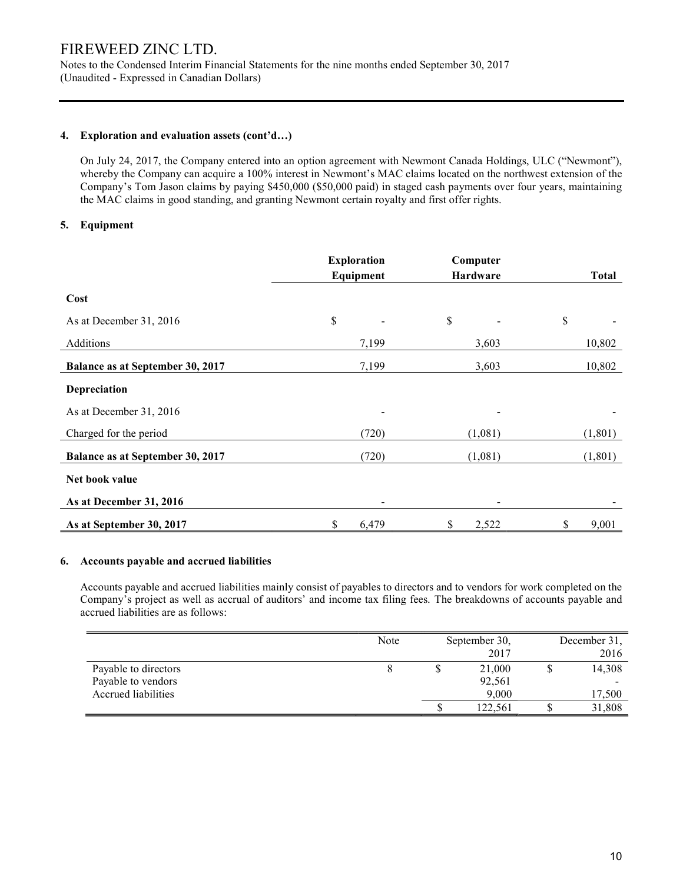## 4. Exploration and evaluation assets (cont'd…)

On July 24, 2017, the Company entered into an option agreement with Newmont Canada Holdings, ULC ("Newmont"), whereby the Company can acquire a 100% interest in Newmont's MAC claims located on the northwest extension of the Company's Tom Jason claims by paying $450,000 ($50,000 paid) in staged cash payments over four years, maintaining the MAC claims in good standing, and granting Newmont certain royalty and first offer rights.

## 5. Equipment

| | Exploration Equipment | Computer Hardware | Total |
|---|---|---|---|
| **Cost** | | | |
| As at December 31, 2016 | $ - | $ - | $ - |
| Additions | 7,199 | 3,603 | 10,802 |
| **Balance as at September 30, 2017** | 7,199 | 3,603 | 10,802 |
| **Depreciation** | | | |
| As at December 31, 2016 | - | - | - |
| Charged for the period | (720) | (1,081) | (1,801) |
| **Balance as at September 30, 2017** | (720) | (1,081) | (1,801) |
| **Net book value** | | | |
| **As at December 31, 2016** | - | - | - |
| **As at September 30, 2017** | $ 6,479 | $ 2,522 | $ 9,001 |

## 6. Accounts payable and accrued liabilities

Accounts payable and accrued liabilities mainly consist of payables to directors and to vendors for work completed on the Company's project as well as accrual of auditors' and income tax filing fees. The breakdowns of accounts payable and accrued liabilities are as follows:

| | Note | September 30, 2017 | December 31, 2016 |
|---|---|---|---|
| Payable to directors | 8 | $ 21,000 | $ 14,308 |
| Payable to vendors | | 92,561 | - |
| Accrued liabilities | | 9,000 | 17,500 |
| | | $ 122,561 | $ 31,808 |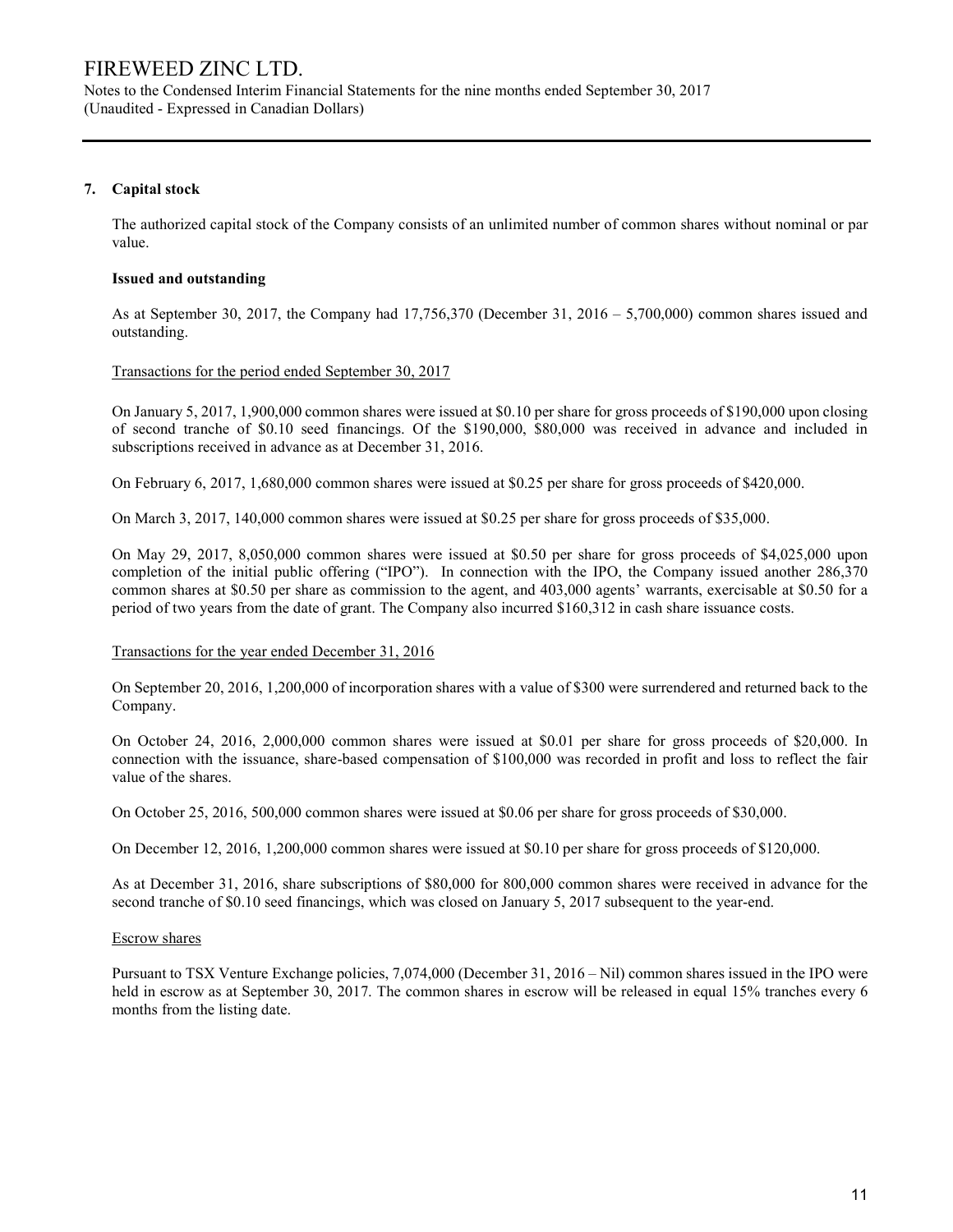## 7. Capital stock

The authorized capital stock of the Company consists of an unlimited number of common shares without nominal or par value.

### Issued and outstanding

As at September 30, 2017, the Company had 17,756,370 (December 31, 2016 – 5,700,000) common shares issued and outstanding.

Transactions for the period ended September 30, 2017

On January 5, 2017, 1,900,000 common shares were issued at $0.10 per share for gross proceeds of $190,000 upon closing of second tranche of $0.10 seed financings. Of the $190,000, $80,000 was received in advance and included in subscriptions received in advance as at December 31, 2016.

On February 6, 2017, 1,680,000 common shares were issued at $0.25 per share for gross proceeds of $420,000.

On March 3, 2017, 140,000 common shares were issued at $0.25 per share for gross proceeds of $35,000.

On May 29, 2017, 8,050,000 common shares were issued at $0.50 per share for gross proceeds of $4,025,000 upon completion of the initial public offering ("IPO"). In connection with the IPO, the Company issued another 286,370 common shares at $0.50 per share as commission to the agent, and 403,000 agents' warrants, exercisable at $0.50 for a period of two years from the date of grant. The Company also incurred $160,312 in cash share issuance costs.

Transactions for the year ended December 31, 2016

On September 20, 2016, 1,200,000 of incorporation shares with a value of $300 were surrendered and returned back to the Company.

On October 24, 2016, 2,000,000 common shares were issued at $0.01 per share for gross proceeds of $20,000. In connection with the issuance, share-based compensation of $100,000 was recorded in profit and loss to reflect the fair value of the shares.

On October 25, 2016, 500,000 common shares were issued at $0.06 per share for gross proceeds of $30,000.

On December 12, 2016, 1,200,000 common shares were issued at $0.10 per share for gross proceeds of $120,000.

As at December 31, 2016, share subscriptions of $80,000 for 800,000 common shares were received in advance for the second tranche of $0.10 seed financings, which was closed on January 5, 2017 subsequent to the year-end.

Escrow shares

Pursuant to TSX Venture Exchange policies, 7,074,000 (December 31, 2016 – Nil) common shares issued in the IPO were held in escrow as at September 30, 2017. The common shares in escrow will be released in equal 15% tranches every 6 months from the listing date.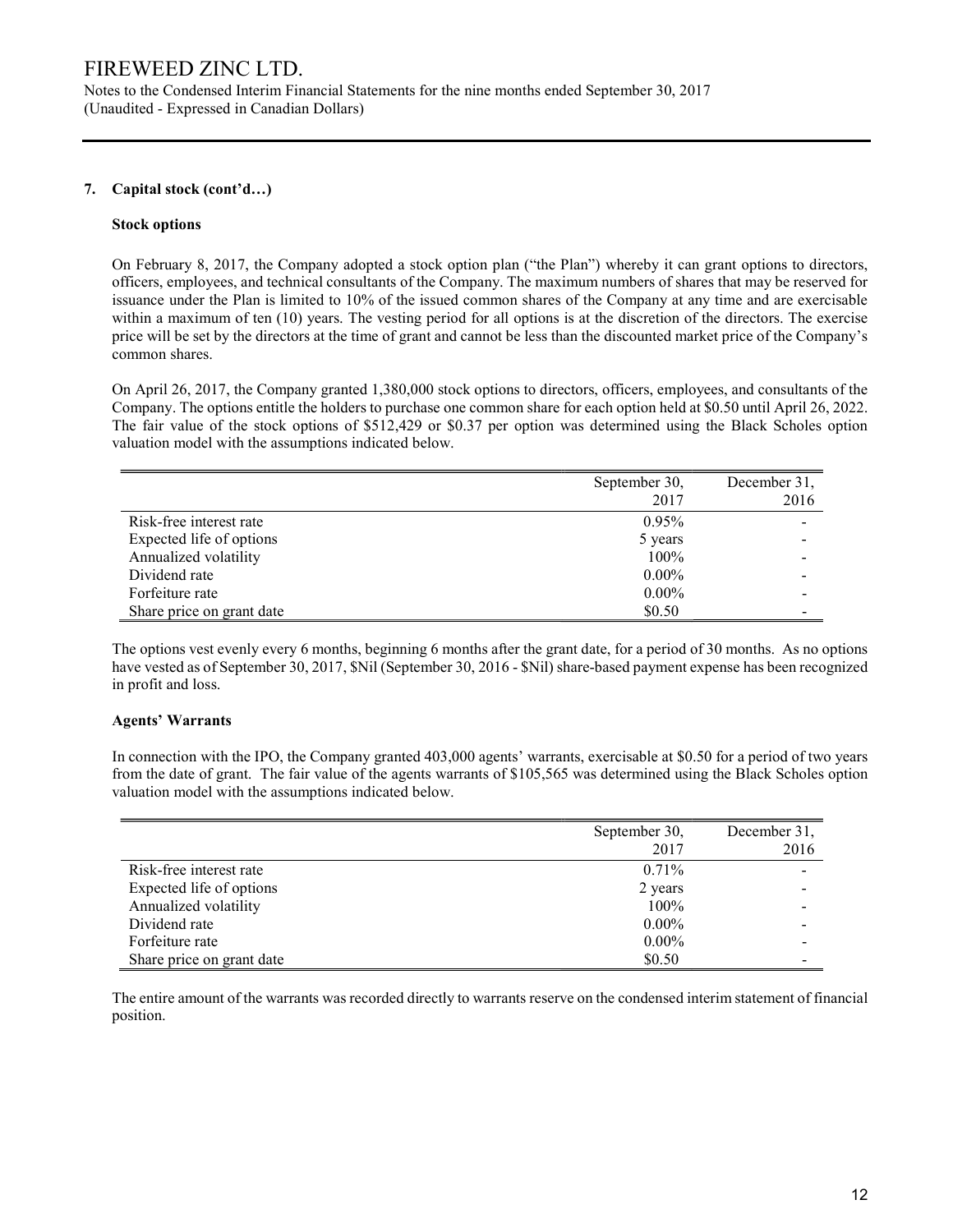## 7. Capital stock (cont'd…)

### Stock options

On February 8, 2017, the Company adopted a stock option plan ("the Plan") whereby it can grant options to directors, officers, employees, and technical consultants of the Company. The maximum numbers of shares that may be reserved for issuance under the Plan is limited to 10% of the issued common shares of the Company at any time and are exercisable within a maximum of ten (10) years. The vesting period for all options is at the discretion of the directors. The exercise price will be set by the directors at the time of grant and cannot be less than the discounted market price of the Company's common shares.

On April 26, 2017, the Company granted 1,380,000 stock options to directors, officers, employees, and consultants of the Company. The options entitle the holders to purchase one common share for each option held at $0.50 until April 26, 2022. The fair value of the stock options of $512,429 or $0.37 per option was determined using the Black Scholes option valuation model with the assumptions indicated below.

| | September 30, 2017 | December 31, 2016 |
|---|---|---|
| Risk-free interest rate | 0.95% | - |
| Expected life of options | 5 years | - |
| Annualized volatility | 100% | - |
| Dividend rate | 0.00% | - |
| Forfeiture rate | 0.00% | - |
| Share price on grant date | $0.50 | - |

The options vest evenly every 6 months, beginning 6 months after the grant date, for a period of 30 months. As no options have vested as of September 30, 2017, $Nil (September 30, 2016 - $Nil) share-based payment expense has been recognized in profit and loss.

### Agents' Warrants

In connection with the IPO, the Company granted 403,000 agents' warrants, exercisable at $0.50 for a period of two years from the date of grant. The fair value of the agents warrants of $105,565 was determined using the Black Scholes option valuation model with the assumptions indicated below.

| | September 30, 2017 | December 31, 2016 |
|---|---|---|
| Risk-free interest rate | 0.71% | - |
| Expected life of options | 2 years | - |
| Annualized volatility | 100% | - |
| Dividend rate | 0.00% | - |
| Forfeiture rate | 0.00% | - |
| Share price on grant date | $0.50 | - |

The entire amount of the warrants was recorded directly to warrants reserve on the condensed interim statement of financial position.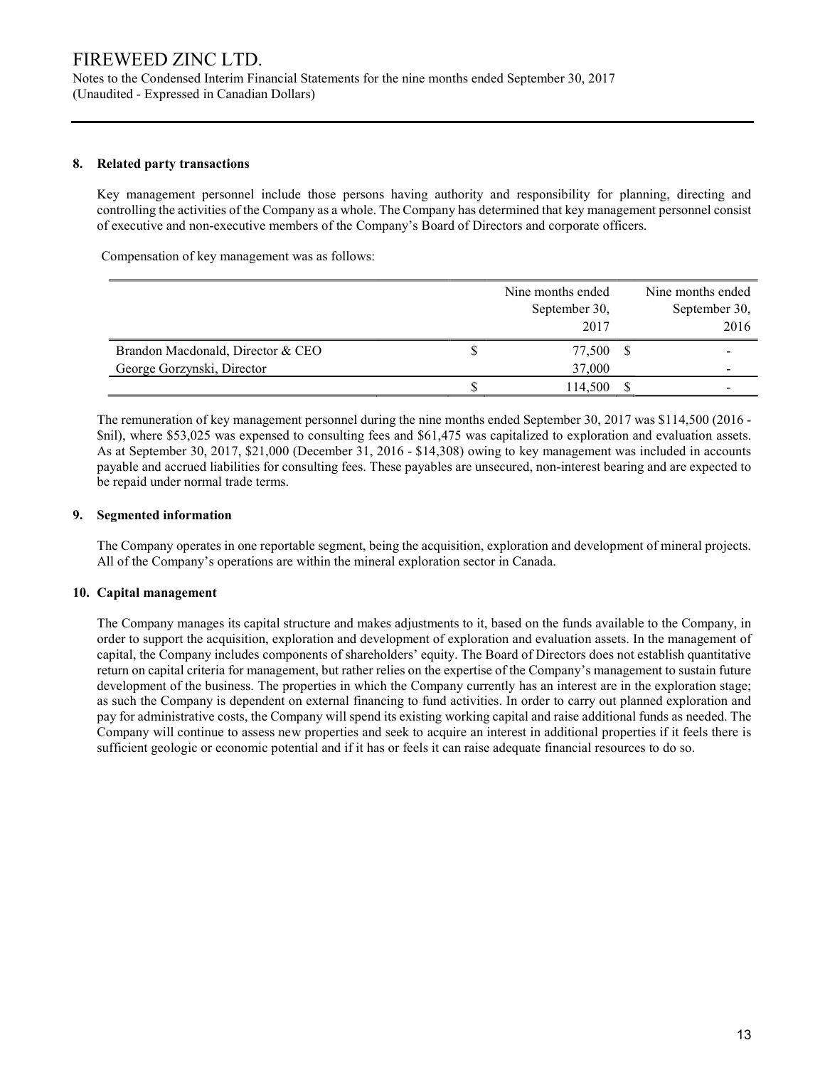## 8. Related party transactions

Key management personnel include those persons having authority and responsibility for planning, directing and controlling the activities of the Company as a whole. The Company has determined that key management personnel consist of executive and non-executive members of the Company's Board of Directors and corporate officers.

Compensation of key management was as follows:

| | Nine months ended September 30, 2017 | Nine months ended September 30, 2016 |
|---|---|---|
| Brandon Macdonald, Director & CEO | $ 77,500 | $ - |
| George Gorzynski, Director | 37,000 | - |
| | $ 114,500 | $ - |

The remuneration of key management personnel during the nine months ended September 30, 2017 was $114,500 (2016 - $nil), where $53,025 was expensed to consulting fees and $61,475 was capitalized to exploration and evaluation assets. As at September 30, 2017, $21,000 (December 31, 2016 - $14,308) owing to key management was included in accounts payable and accrued liabilities for consulting fees. These payables are unsecured, non-interest bearing and are expected to be repaid under normal trade terms.

## 9. Segmented information

The Company operates in one reportable segment, being the acquisition, exploration and development of mineral projects. All of the Company's operations are within the mineral exploration sector in Canada.

## 10. Capital management

The Company manages its capital structure and makes adjustments to it, based on the funds available to the Company, in order to support the acquisition, exploration and development of exploration and evaluation assets. In the management of capital, the Company includes components of shareholders' equity. The Board of Directors does not establish quantitative return on capital criteria for management, but rather relies on the expertise of the Company's management to sustain future development of the business. The properties in which the Company currently has an interest are in the exploration stage; as such the Company is dependent on external financing to fund activities. In order to carry out planned exploration and pay for administrative costs, the Company will spend its existing working capital and raise additional funds as needed. The Company will continue to assess new properties and seek to acquire an interest in additional properties if it feels there is sufficient geologic or economic potential and if it has or feels it can raise adequate financial resources to do so.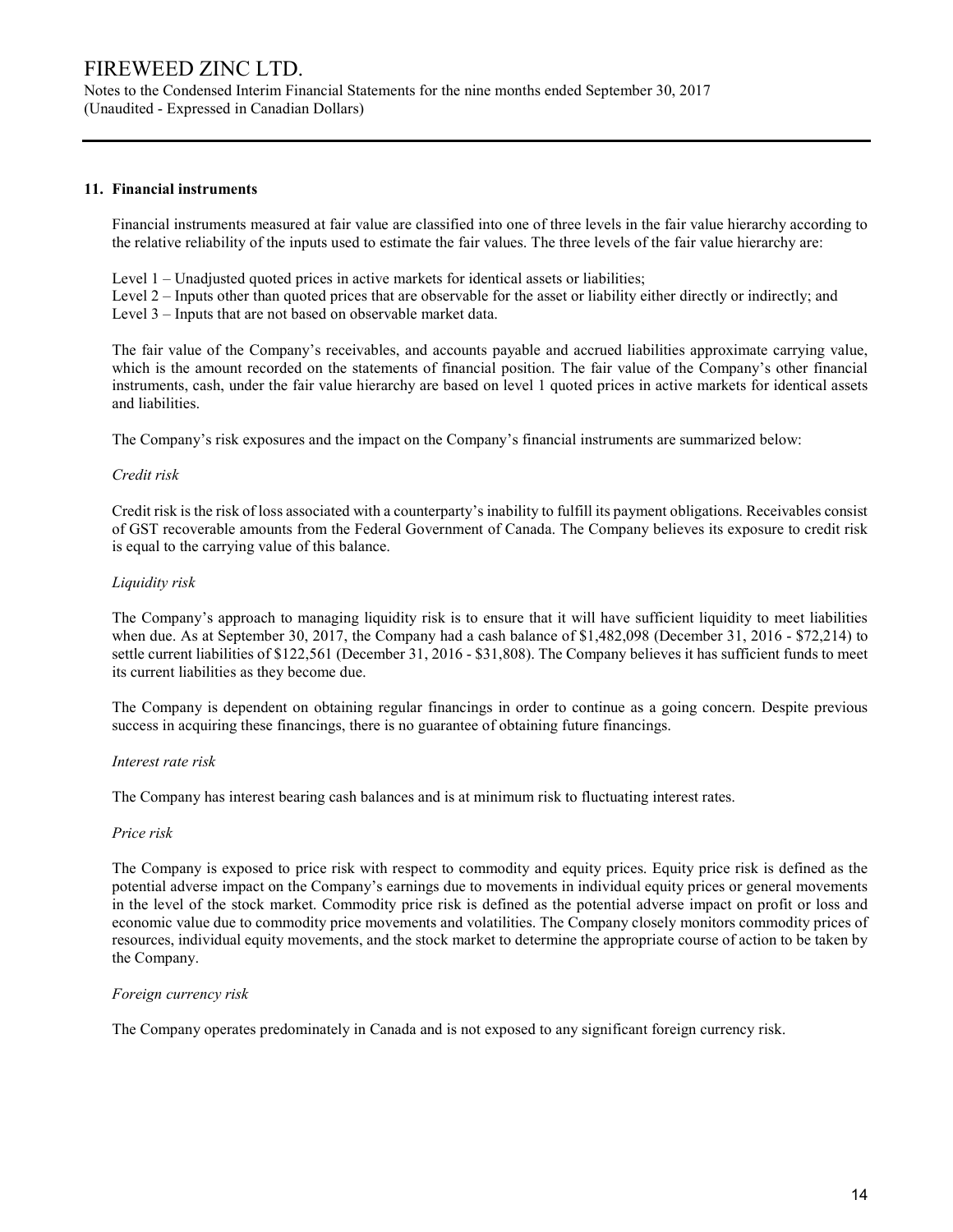## 11. Financial instruments

Financial instruments measured at fair value are classified into one of three levels in the fair value hierarchy according to the relative reliability of the inputs used to estimate the fair values. The three levels of the fair value hierarchy are:

Level 1 – Unadjusted quoted prices in active markets for identical assets or liabilities;
Level 2 – Inputs other than quoted prices that are observable for the asset or liability either directly or indirectly; and
Level 3 – Inputs that are not based on observable market data.

The fair value of the Company's receivables, and accounts payable and accrued liabilities approximate carrying value, which is the amount recorded on the statements of financial position. The fair value of the Company's other financial instruments, cash, under the fair value hierarchy are based on level 1 quoted prices in active markets for identical assets and liabilities.

The Company's risk exposures and the impact on the Company's financial instruments are summarized below:

*Credit risk*

Credit risk is the risk of loss associated with a counterparty's inability to fulfill its payment obligations. Receivables consist of GST recoverable amounts from the Federal Government of Canada. The Company believes its exposure to credit risk is equal to the carrying value of this balance.

*Liquidity risk*

The Company's approach to managing liquidity risk is to ensure that it will have sufficient liquidity to meet liabilities when due. As at September 30, 2017, the Company had a cash balance of $1,482,098 (December 31, 2016 - $72,214) to settle current liabilities of $122,561 (December 31, 2016 - $31,808). The Company believes it has sufficient funds to meet its current liabilities as they become due.

The Company is dependent on obtaining regular financings in order to continue as a going concern. Despite previous success in acquiring these financings, there is no guarantee of obtaining future financings.

*Interest rate risk*

The Company has interest bearing cash balances and is at minimum risk to fluctuating interest rates.

*Price risk*

The Company is exposed to price risk with respect to commodity and equity prices. Equity price risk is defined as the potential adverse impact on the Company's earnings due to movements in individual equity prices or general movements in the level of the stock market. Commodity price risk is defined as the potential adverse impact on profit or loss and economic value due to commodity price movements and volatilities. The Company closely monitors commodity prices of resources, individual equity movements, and the stock market to determine the appropriate course of action to be taken by the Company.

*Foreign currency risk*

The Company operates predominately in Canada and is not exposed to any significant foreign currency risk.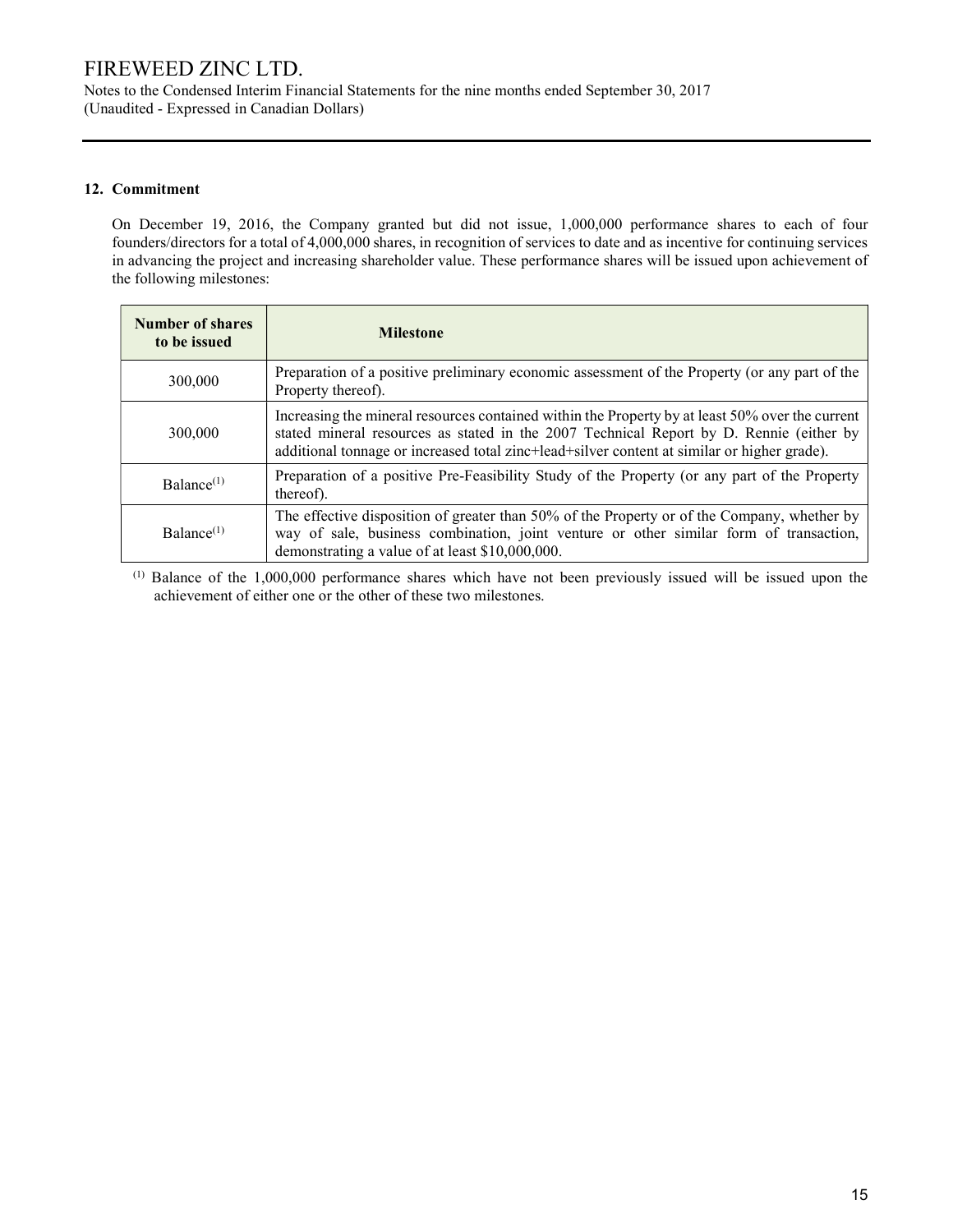## 12. Commitment

On December 19, 2016, the Company granted but did not issue, 1,000,000 performance shares to each of four founders/directors for a total of 4,000,000 shares, in recognition of services to date and as incentive for continuing services in advancing the project and increasing shareholder value. These performance shares will be issued upon achievement of the following milestones:

| Number of shares to be issued | Milestone |
|---|---|
| 300,000 | Preparation of a positive preliminary economic assessment of the Property (or any part of the Property thereof). |
| 300,000 | Increasing the mineral resources contained within the Property by at least 50% over the current stated mineral resources as stated in the 2007 Technical Report by D. Rennie (either by additional tonnage or increased total zinc+lead+silver content at similar or higher grade). |
| Balance[(1)] | Preparation of a positive Pre-Feasibility Study of the Property (or any part of the Property thereof). |
| Balance[(1)] | The effective disposition of greater than 50% of the Property or of the Company, whether by way of sale, business combination, joint venture or other similar form of transaction, demonstrating a value of at least $10,000,000. |

[(1)] Balance of the 1,000,000 performance shares which have not been previously issued will be issued upon the achievement of either one or the other of these two milestones.